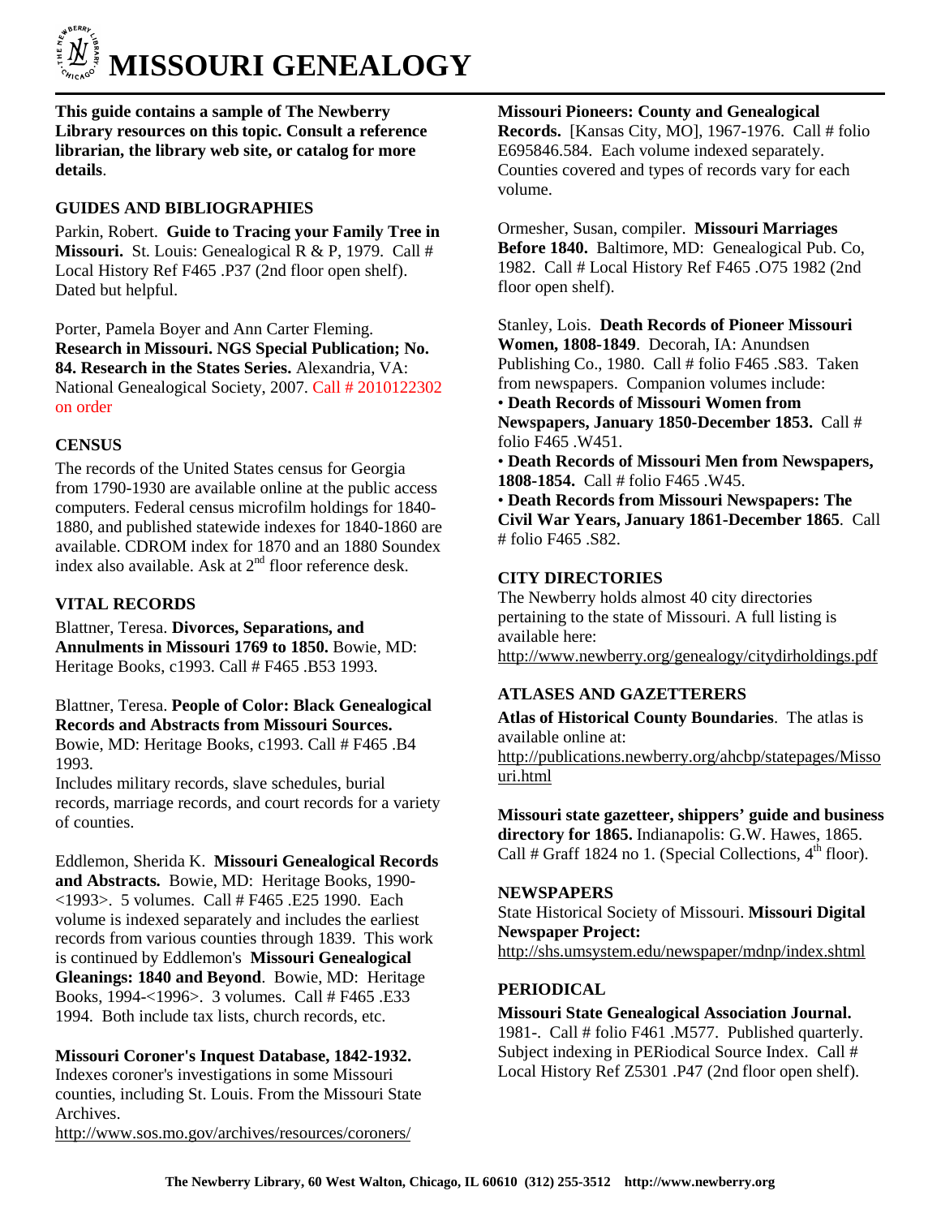# MISSOURI GENEALOGY

**This guide contains a sample of The Newberry Library resources on this topic. Consult a reference librarian, the library web site, or catalog for more details**.

## GUIDES AND BIBLIOGRAPHIES

Parkin, Robert. **Guide to Tracing your Family Tree in Missouri.** St. Louis: Genealogical R & P, 1979. Call # Local History Ref F465 .P37 (2nd floor open shelf). Dated but helpful.

Porter, Pamela Boyer and Ann Carter Fleming. **Research in Missouri. NGS Special Publication; No. 84. Research in the States Series.** Alexandria, VA: National Genealogical Society, 2007. Call # 2010122302 on order

## CENSUS

The records of the United States census for Georgia from 1790-1930 are available online at the public access computers. Federal census microfilm holdings for 1840-1880, and published statewide indexes for 1840-1860 are available. CDROM index for 1870 and an 1880 Soundex index also available. Ask at 2nd floor reference desk.

## VITAL RECORDS

Blattner, Teresa. **Divorces, Separations, and Annulments in Missouri 1769 to 1850.** Bowie, MD: Heritage Books, c1993. Call # F465 .B53 1993.

Blattner, Teresa. **People of Color: Black Genealogical Records and Abstracts from Missouri Sources.** Bowie, MD: Heritage Books, c1993. Call # F465 .B4 1993.
Includes military records, slave schedules, burial records, marriage records, and court records for a variety of counties.

Eddlemon, Sherida K. **Missouri Genealogical Records and Abstracts.** Bowie, MD: Heritage Books, 1990-<1993>. 5 volumes. Call # F465 .E25 1990. Each volume is indexed separately and includes the earliest records from various counties through 1839. This work is continued by Eddlemon's **Missouri Genealogical Gleanings: 1840 and Beyond**. Bowie, MD: Heritage Books, 1994-<1996>. 3 volumes. Call # F465 .E33 1994. Both include tax lists, church records, etc.

**Missouri Coroner's Inquest Database, 1842-1932.** Indexes coroner's investigations in some Missouri counties, including St. Louis. From the Missouri State Archives.
http://www.sos.mo.gov/archives/resources/coroners/

**Missouri Pioneers: County and Genealogical Records.** [Kansas City, MO], 1967-1976. Call # folio E695846.584. Each volume indexed separately. Counties covered and types of records vary for each volume.

Ormesher, Susan, compiler. **Missouri Marriages Before 1840.** Baltimore, MD: Genealogical Pub. Co, 1982. Call # Local History Ref F465 .O75 1982 (2nd floor open shelf).

Stanley, Lois. **Death Records of Pioneer Missouri Women, 1808-1849**. Decorah, IA: Anundsen Publishing Co., 1980. Call # folio F465 .S83. Taken from newspapers. Companion volumes include:

- **Death Records of Missouri Women from Newspapers, January 1850-December 1853.** Call # folio F465 .W451.
- **Death Records of Missouri Men from Newspapers, 1808-1854.** Call # folio F465 .W45.
- **Death Records from Missouri Newspapers: The Civil War Years, January 1861-December 1865**. Call # folio F465 .S82.

## CITY DIRECTORIES

The Newberry holds almost 40 city directories pertaining to the state of Missouri. A full listing is available here:
http://www.newberry.org/genealogy/citydirholdings.pdf

## ATLASES AND GAZETTERERS

**Atlas of Historical County Boundaries**. The atlas is available online at:
http://publications.newberry.org/ahcbp/statepages/Missouri.html

**Missouri state gazetteer, shippers' guide and business directory for 1865.** Indianapolis: G.W. Hawes, 1865. Call # Graff 1824 no 1. (Special Collections, 4th floor).

## NEWSPAPERS

State Historical Society of Missouri. **Missouri Digital Newspaper Project:**
http://shs.umsystem.edu/newspaper/mdnp/index.shtml

## PERIODICAL

**Missouri State Genealogical Association Journal.** 1981-. Call # folio F461 .M577. Published quarterly. Subject indexing in PERiodical Source Index. Call # Local History Ref Z5301 .P47 (2nd floor open shelf).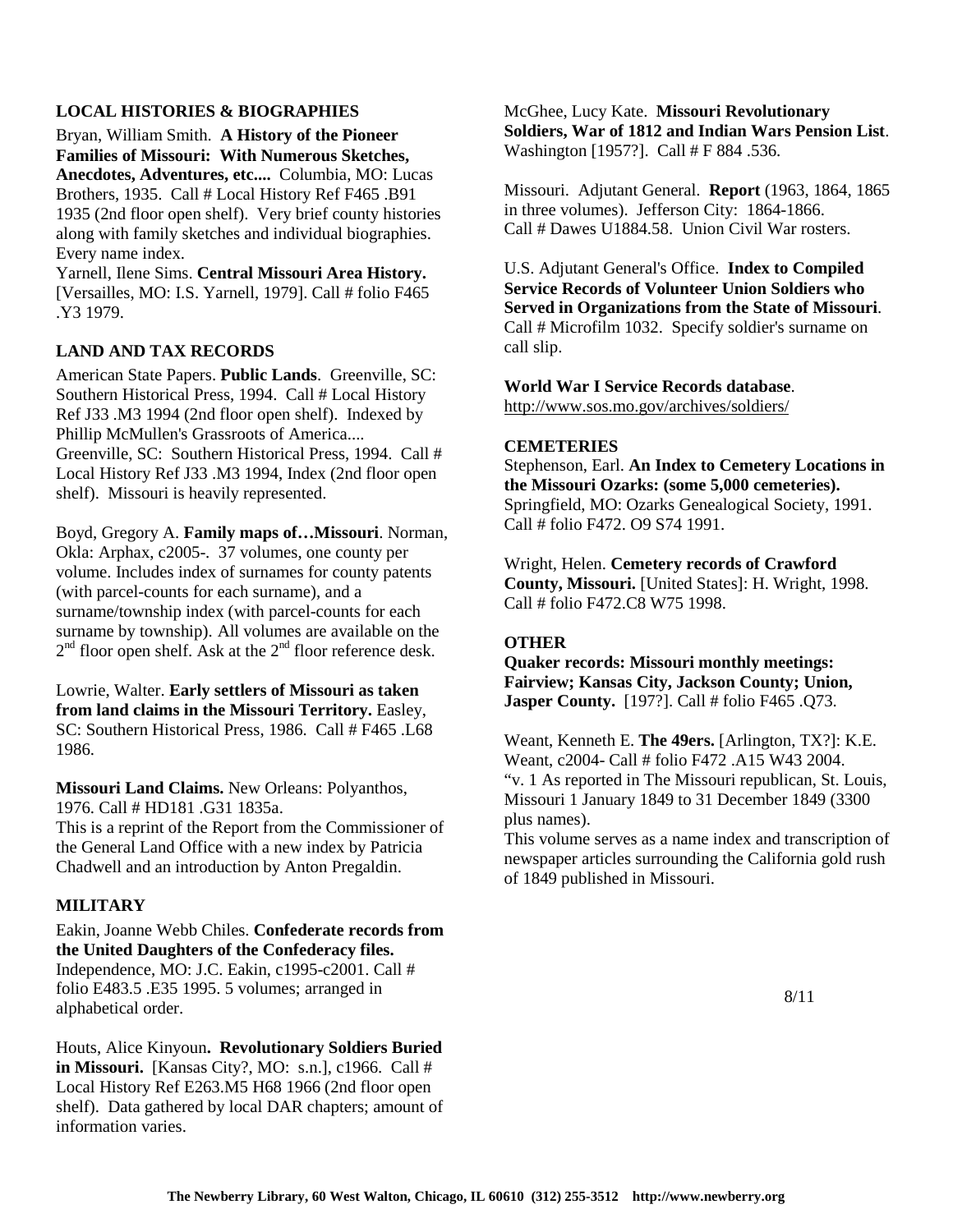## LOCAL HISTORIES & BIOGRAPHIES

Bryan, William Smith. **A History of the Pioneer Families of Missouri: With Numerous Sketches, Anecdotes, Adventures, etc....** Columbia, MO: Lucas Brothers, 1935. Call # Local History Ref F465 .B91 1935 (2nd floor open shelf). Very brief county histories along with family sketches and individual biographies. Every name index.

Yarnell, Ilene Sims. **Central Missouri Area History.** [Versailles, MO: I.S. Yarnell, 1979]. Call # folio F465 .Y3 1979.

## LAND AND TAX RECORDS

American State Papers. **Public Lands**. Greenville, SC: Southern Historical Press, 1994. Call # Local History Ref J33 .M3 1994 (2nd floor open shelf). Indexed by Phillip McMullen's Grassroots of America.... Greenville, SC: Southern Historical Press, 1994. Call # Local History Ref J33 .M3 1994, Index (2nd floor open shelf). Missouri is heavily represented.

Boyd, Gregory A. **Family maps of…Missouri**. Norman, Okla: Arphax, c2005-. 37 volumes, one county per volume. Includes index of surnames for county patents (with parcel-counts for each surname), and a surname/township index (with parcel-counts for each surname by township). All volumes are available on the 2nd floor open shelf. Ask at the 2nd floor reference desk.

Lowrie, Walter. **Early settlers of Missouri as taken from land claims in the Missouri Territory.** Easley, SC: Southern Historical Press, 1986. Call # F465 .L68 1986.

**Missouri Land Claims.** New Orleans: Polyanthos, 1976. Call # HD181 .G31 1835a.
This is a reprint of the Report from the Commissioner of the General Land Office with a new index by Patricia Chadwell and an introduction by Anton Pregaldin.

## MILITARY

Eakin, Joanne Webb Chiles. **Confederate records from the United Daughters of the Confederacy files.** Independence, MO: J.C. Eakin, c1995-c2001. Call # folio E483.5 .E35 1995. 5 volumes; arranged in alphabetical order.

Houts, Alice Kinyoun**. Revolutionary Soldiers Buried in Missouri.** [Kansas City?, MO: s.n.], c1966. Call # Local History Ref E263.M5 H68 1966 (2nd floor open shelf). Data gathered by local DAR chapters; amount of information varies.

McGhee, Lucy Kate. **Missouri Revolutionary Soldiers, War of 1812 and Indian Wars Pension List**. Washington [1957?]. Call # F 884 .536.

Missouri. Adjutant General. **Report** (1963, 1864, 1865 in three volumes). Jefferson City: 1864-1866. Call # Dawes U1884.58. Union Civil War rosters.

U.S. Adjutant General's Office. **Index to Compiled Service Records of Volunteer Union Soldiers who Served in Organizations from the State of Missouri**. Call # Microfilm 1032. Specify soldier's surname on call slip.

**World War I Service Records database**.
http://www.sos.mo.gov/archives/soldiers/

## CEMETERIES

Stephenson, Earl. **An Index to Cemetery Locations in the Missouri Ozarks: (some 5,000 cemeteries).** Springfield, MO: Ozarks Genealogical Society, 1991. Call # folio F472. O9 S74 1991.

Wright, Helen. **Cemetery records of Crawford County, Missouri.** [United States]: H. Wright, 1998. Call # folio F472.C8 W75 1998.

## OTHER

**Quaker records: Missouri monthly meetings: Fairview; Kansas City, Jackson County; Union, Jasper County.** [197?]. Call # folio F465 .Q73.

Weant, Kenneth E. **The 49ers.** [Arlington, TX?]: K.E. Weant, c2004- Call # folio F472 .A15 W43 2004.
"v. 1 As reported in The Missouri republican, St. Louis, Missouri 1 January 1849 to 31 December 1849 (3300 plus names).
This volume serves as a name index and transcription of newspaper articles surrounding the California gold rush of 1849 published in Missouri.

8/11